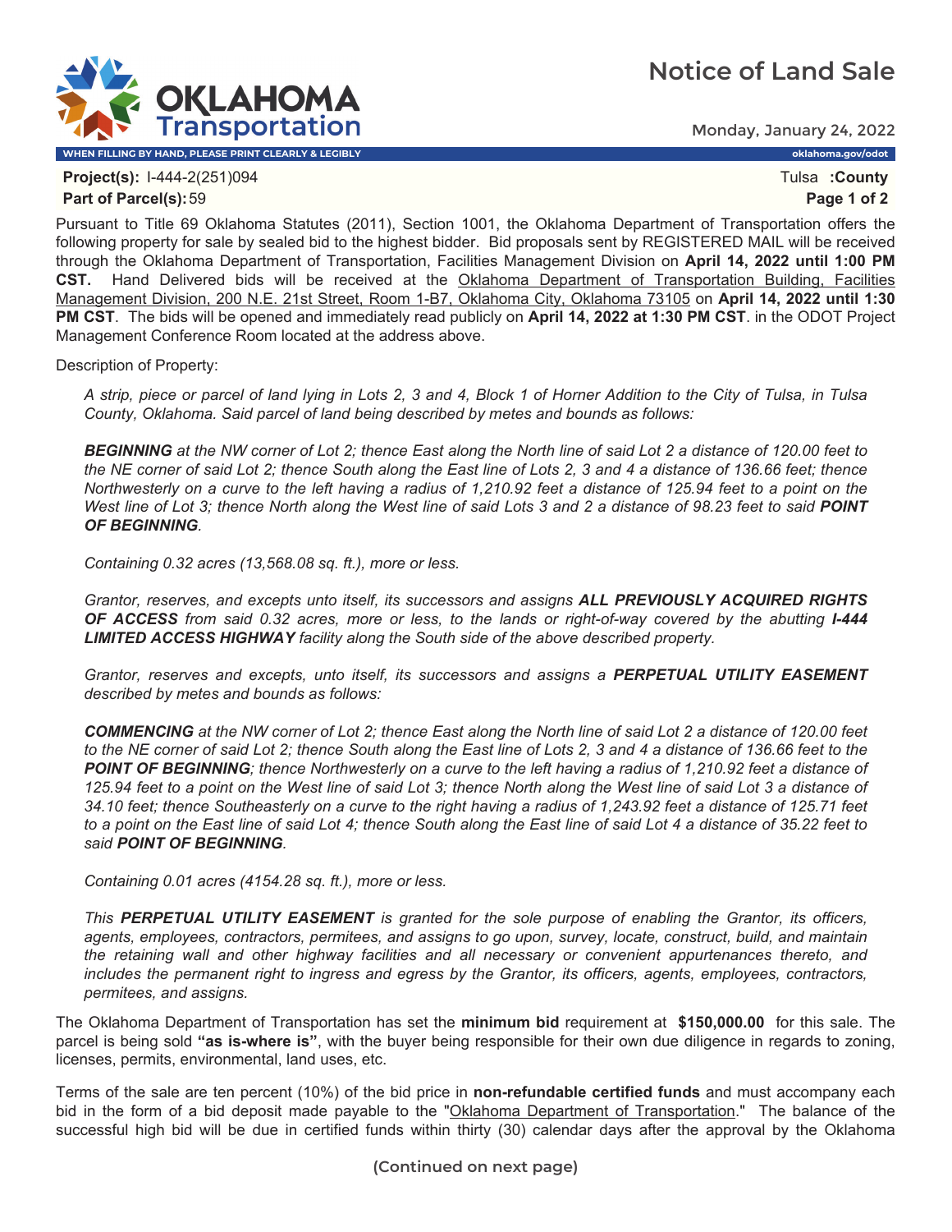# Notice of Land Sale

**Monday, January 24, 2022**

WHEN FILLING BY HAND, PLEASE PRINT CLEARLY & LEGIBLY

oklahoma.gov/odot

**Project(s):** I-444-2(251)094

**Part of Parcel(s):** 59

Tulsa **:County**

Pursuant to Title 69 Oklahoma Statutes (2011), Section 1001, the Oklahoma Department of Transportation offers the following property for sale by sealed bid to the highest bidder. Bid proposals sent by REGISTERED MAIL will be received through the Oklahoma Department of Transportation, Facilities Management Division on **April 14, 2022 until 1:00 PM CST.** Hand Delivered bids will be received at the Oklahoma Department of Transportation Building, Facilities Management Division, 200 N.E. 21st Street, Room 1-B7, Oklahoma City, Oklahoma 73105 on **April 14, 2022 until 1:30 PM CST**. The bids will be opened and immediately read publicly on **April 14, 2022 at 1:30 PM CST**. in the ODOT Project Management Conference Room located at the address above.

Description of Property:

*A strip, piece or parcel of land lying in Lots 2, 3 and 4, Block 1 of Horner Addition to the City of Tulsa, in Tulsa County, Oklahoma. Said parcel of land being described by metes and bounds as follows:*

***BEGINNING** at the NW corner of Lot 2; thence East along the North line of said Lot 2 a distance of 120.00 feet to the NE corner of said Lot 2; thence South along the East line of Lots 2, 3 and 4 a distance of 136.66 feet; thence Northwesterly on a curve to the left having a radius of 1,210.92 feet a distance of 125.94 feet to a point on the West line of Lot 3; thence North along the West line of said Lots 3 and 2 a distance of 98.23 feet to said **POINT OF BEGINNING**.*

*Containing 0.32 acres (13,568.08 sq. ft.), more or less.*

*Grantor, reserves, and excepts unto itself, its successors and assigns **ALL PREVIOUSLY ACQUIRED RIGHTS OF ACCESS** from said 0.32 acres, more or less, to the lands or right-of-way covered by the abutting **I-444 LIMITED ACCESS HIGHWAY** facility along the South side of the above described property.*

*Grantor, reserves and excepts, unto itself, its successors and assigns a **PERPETUAL UTILITY EASEMENT** described by metes and bounds as follows:*

***COMMENCING** at the NW corner of Lot 2; thence East along the North line of said Lot 2 a distance of 120.00 feet to the NE corner of said Lot 2; thence South along the East line of Lots 2, 3 and 4 a distance of 136.66 feet to the **POINT OF BEGINNING**; thence Northwesterly on a curve to the left having a radius of 1,210.92 feet a distance of 125.94 feet to a point on the West line of said Lot 3; thence North along the West line of said Lot 3 a distance of 34.10 feet; thence Southeasterly on a curve to the right having a radius of 1,243.92 feet a distance of 125.71 feet to a point on the East line of said Lot 4; thence South along the East line of said Lot 4 a distance of 35.22 feet to said **POINT OF BEGINNING**.*

*Containing 0.01 acres (4154.28 sq. ft.), more or less.*

*This **PERPETUAL UTILITY EASEMENT** is granted for the sole purpose of enabling the Grantor, its officers, agents, employees, contractors, permitees, and assigns to go upon, survey, locate, construct, build, and maintain the retaining wall and other highway facilities and all necessary or convenient appurtenances thereto, and includes the permanent right to ingress and egress by the Grantor, its officers, agents, employees, contractors, permitees, and assigns.*

The Oklahoma Department of Transportation has set the **minimum bid** requirement at **$150,000.00** for this sale. The parcel is being sold **"as is-where is"**, with the buyer being responsible for their own due diligence in regards to zoning, licenses, permits, environmental, land uses, etc.

Terms of the sale are ten percent (10%) of the bid price in **non-refundable certified funds** and must accompany each bid in the form of a bid deposit made payable to the "Oklahoma Department of Transportation." The balance of the successful high bid will be due in certified funds within thirty (30) calendar days after the approval by the Oklahoma

**(Continued on next page)**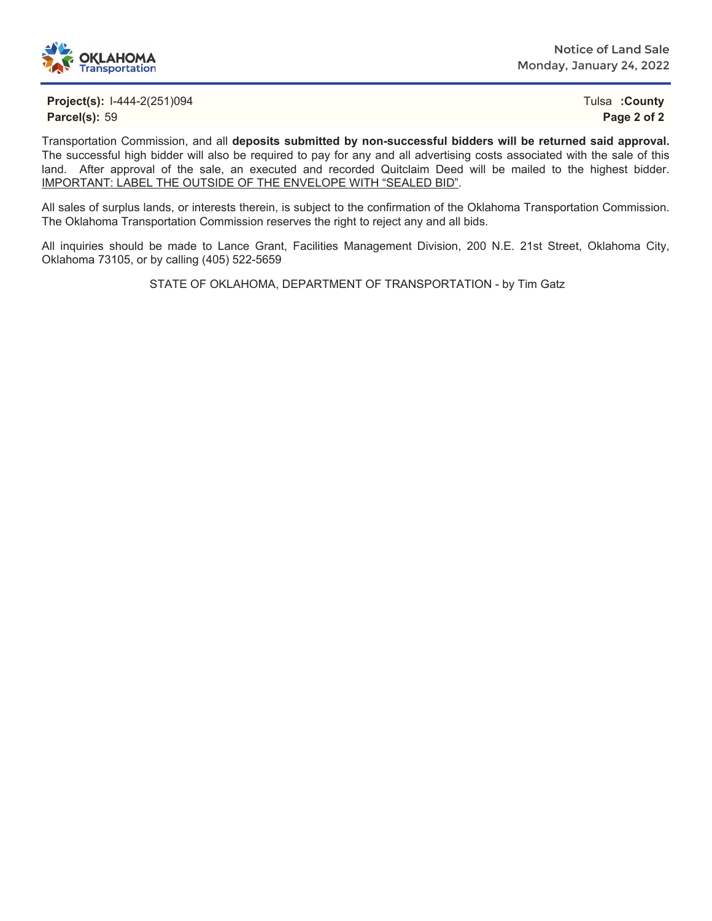**Project(s):** I-444-2(251)094 Tulsa **:County**
**Parcel(s):** 59

Transportation Commission, and all **deposits submitted by non-successful bidders will be returned said approval.** The successful high bidder will also be required to pay for any and all advertising costs associated with the sale of this land. After approval of the sale, an executed and recorded Quitclaim Deed will be mailed to the highest bidder. IMPORTANT: LABEL THE OUTSIDE OF THE ENVELOPE WITH “SEALED BID”.

All sales of surplus lands, or interests therein, is subject to the confirmation of the Oklahoma Transportation Commission. The Oklahoma Transportation Commission reserves the right to reject any and all bids.

All inquiries should be made to Lance Grant, Facilities Management Division, 200 N.E. 21st Street, Oklahoma City, Oklahoma 73105, or by calling (405) 522-5659

STATE OF OKLAHOMA, DEPARTMENT OF TRANSPORTATION - by Tim Gatz